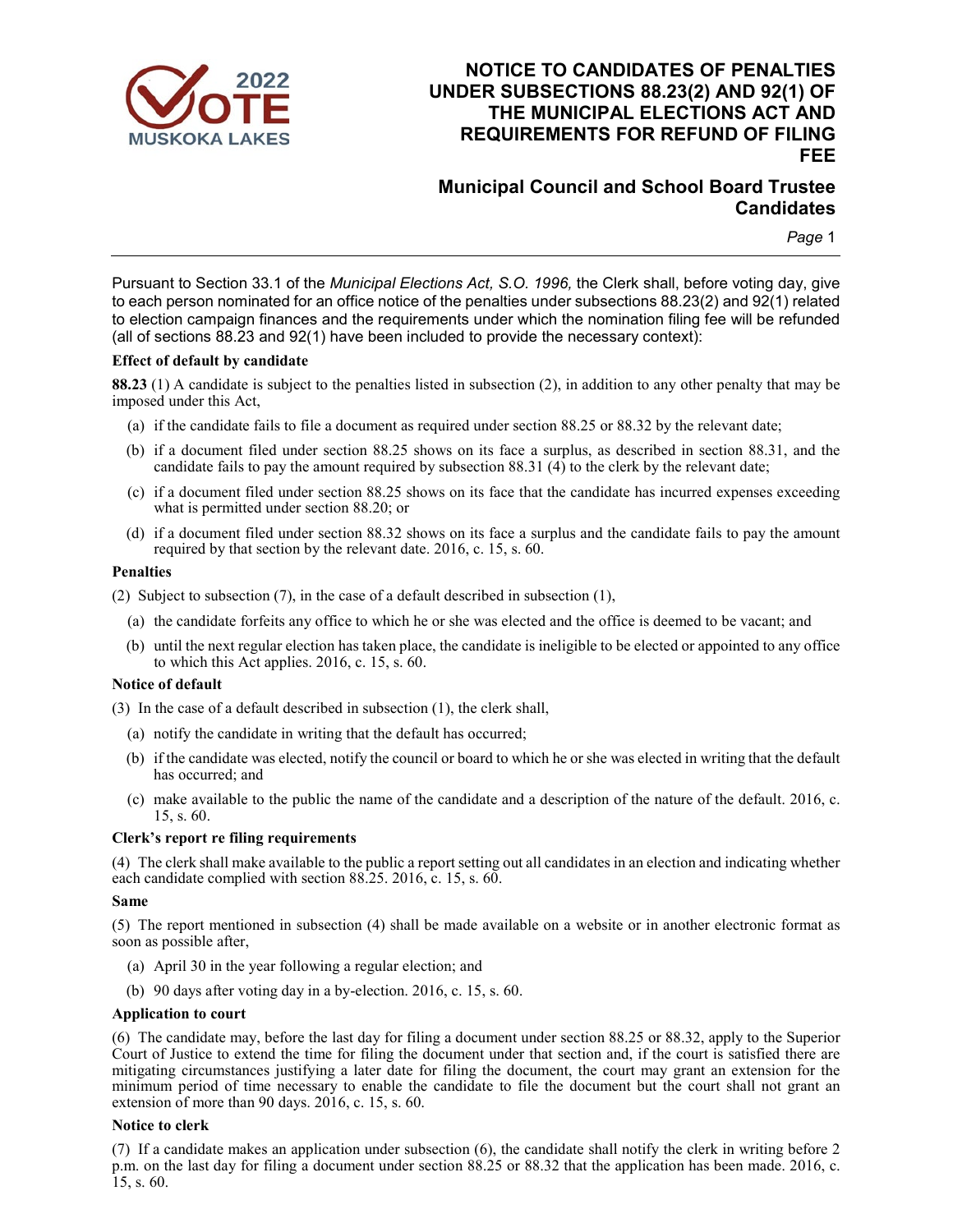# NOTICE TO CANDIDATES OF PENALTIES UNDER SUBSECTIONS 88.23(2) AND 92(1) OF THE MUNICIPAL ELECTIONS ACT AND REQUIREMENTS FOR REFUND OF FILING FEE

## Municipal Council and School Board Trustee Candidates

Pursuant to Section 33.1 of the *Municipal Elections Act, S.O. 1996,* the Clerk shall, before voting day, give to each person nominated for an office notice of the penalties under subsections 88.23(2) and 92(1) related to election campaign finances and the requirements under which the nomination filing fee will be refunded (all of sections 88.23 and 92(1) have been included to provide the necessary context):

**Effect of default by candidate**

**88.23** (1) A candidate is subject to the penalties listed in subsection (2), in addition to any other penalty that may be imposed under this Act,

(a) if the candidate fails to file a document as required under section 88.25 or 88.32 by the relevant date;

(b) if a document filed under section 88.25 shows on its face a surplus, as described in section 88.31, and the candidate fails to pay the amount required by subsection 88.31 (4) to the clerk by the relevant date;

(c) if a document filed under section 88.25 shows on its face that the candidate has incurred expenses exceeding what is permitted under section 88.20; or

(d) if a document filed under section 88.32 shows on its face a surplus and the candidate fails to pay the amount required by that section by the relevant date. 2016, c. 15, s. 60.

**Penalties**

(2) Subject to subsection (7), in the case of a default described in subsection (1),

(a) the candidate forfeits any office to which he or she was elected and the office is deemed to be vacant; and

(b) until the next regular election has taken place, the candidate is ineligible to be elected or appointed to any office to which this Act applies. 2016, c. 15, s. 60.

**Notice of default**

(3) In the case of a default described in subsection (1), the clerk shall,

(a) notify the candidate in writing that the default has occurred;

(b) if the candidate was elected, notify the council or board to which he or she was elected in writing that the default has occurred; and

(c) make available to the public the name of the candidate and a description of the nature of the default. 2016, c. 15, s. 60.

**Clerk's report re filing requirements**

(4) The clerk shall make available to the public a report setting out all candidates in an election and indicating whether each candidate complied with section 88.25. 2016, c. 15, s. 60.

**Same**

(5) The report mentioned in subsection (4) shall be made available on a website or in another electronic format as soon as possible after,

(a) April 30 in the year following a regular election; and

(b) 90 days after voting day in a by-election. 2016, c. 15, s. 60.

**Application to court**

(6) The candidate may, before the last day for filing a document under section 88.25 or 88.32, apply to the Superior Court of Justice to extend the time for filing the document under that section and, if the court is satisfied there are mitigating circumstances justifying a later date for filing the document, the court may grant an extension for the minimum period of time necessary to enable the candidate to file the document but the court shall not grant an extension of more than 90 days. 2016, c. 15, s. 60.

**Notice to clerk**

(7) If a candidate makes an application under subsection (6), the candidate shall notify the clerk in writing before 2 p.m. on the last day for filing a document under section 88.25 or 88.32 that the application has been made. 2016, c. 15, s. 60.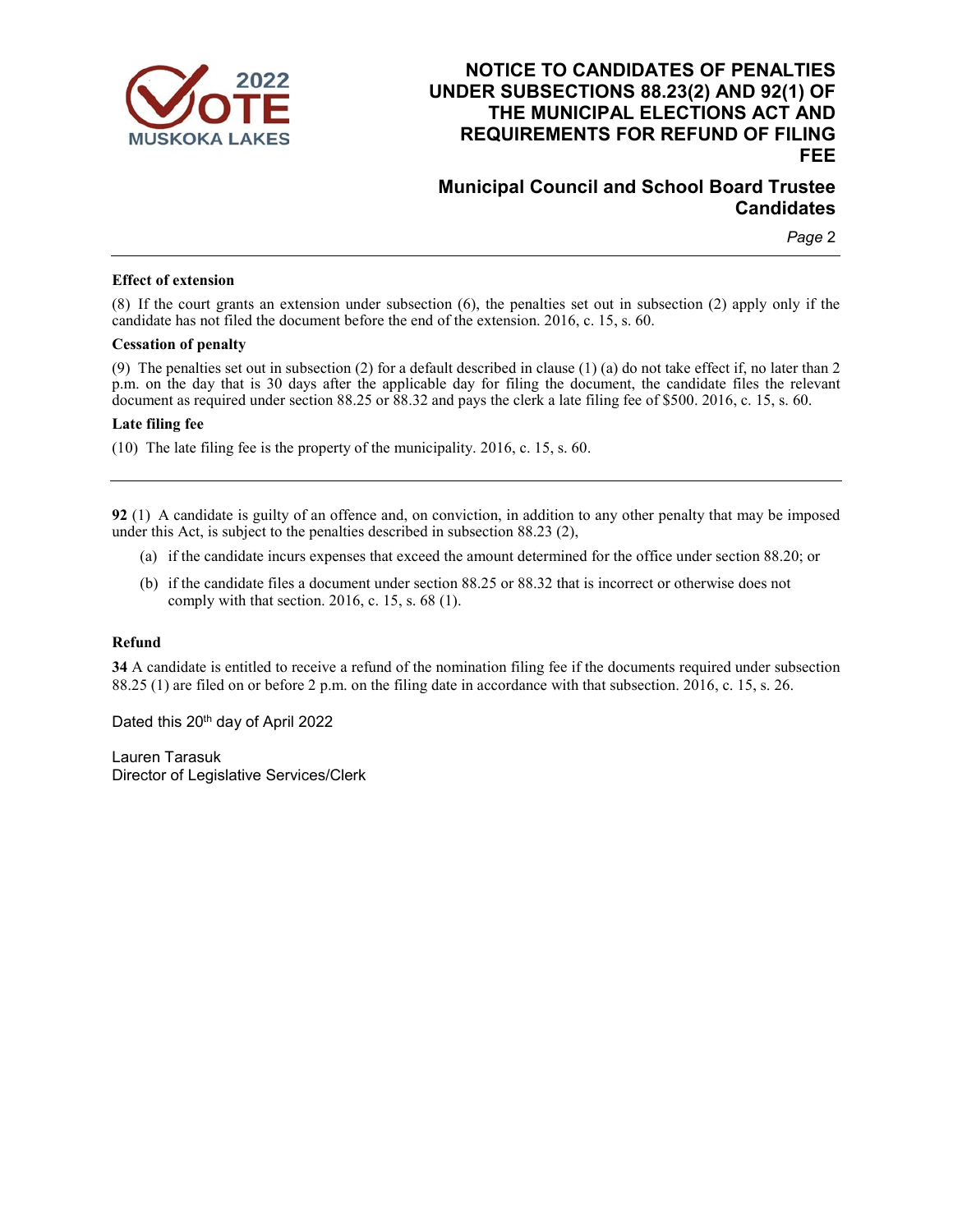**Effect of extension**

(8) If the court grants an extension under subsection (6), the penalties set out in subsection (2) apply only if the candidate has not filed the document before the end of the extension. 2016, c. 15, s. 60.

**Cessation of penalty**

(9) The penalties set out in subsection (2) for a default described in clause (1) (a) do not take effect if, no later than 2 p.m. on the day that is 30 days after the applicable day for filing the document, the candidate files the relevant document as required under section 88.25 or 88.32 and pays the clerk a late filing fee of $500. 2016, c. 15, s. 60.

**Late filing fee**

(10) The late filing fee is the property of the municipality. 2016, c. 15, s. 60.

---

**92** (1) A candidate is guilty of an offence and, on conviction, in addition to any other penalty that may be imposed under this Act, is subject to the penalties described in subsection 88.23 (2),

(a) if the candidate incurs expenses that exceed the amount determined for the office under section 88.20; or

(b) if the candidate files a document under section 88.25 or 88.32 that is incorrect or otherwise does not comply with that section. 2016, c. 15, s. 68 (1).

**Refund**

**34** A candidate is entitled to receive a refund of the nomination filing fee if the documents required under subsection 88.25 (1) are filed on or before 2 p.m. on the filing date in accordance with that subsection. 2016, c. 15, s. 26.

Dated this 20th day of April 2022

Lauren Tarasuk
Director of Legislative Services/Clerk